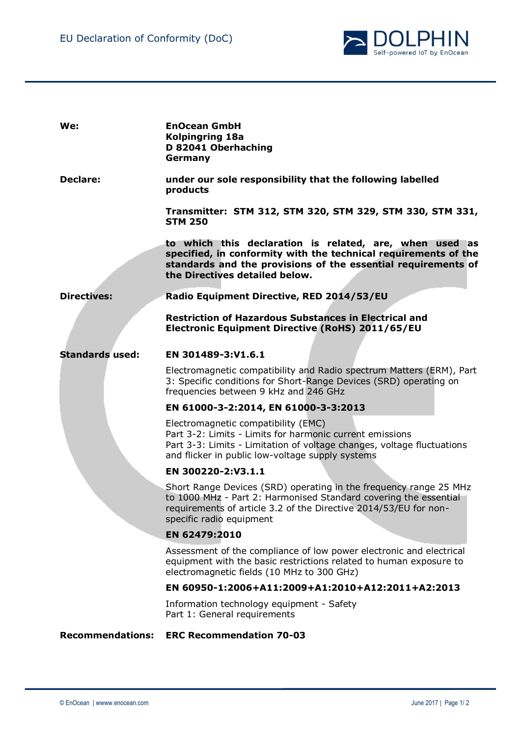# EU Declaration of Conformity (DoC)

| | |
|---|---|
| **We:** | **EnOcean GmbH**<br>**Kolpingring 18a**<br>**D 82041 Oberhaching**<br>**Germany** |
| **Declare:** | **under our sole responsibility that the following labelled products**<br><br>**Transmitter: STM 312, STM 320, STM 329, STM 330, STM 331, STM 250**<br><br>**to which this declaration is related, are, when used as specified, in conformity with the technical requirements of the standards and the provisions of the essential requirements of the Directives detailed below.** |
| **Directives:** | **Radio Equipment Directive, RED 2014/53/EU**<br><br>**Restriction of Hazardous Substances in Electrical and Electronic Equipment Directive (RoHS) 2011/65/EU** |
| **Standards used:** | **EN 301489-3:V1.6.1**<br>Electromagnetic compatibility and Radio spectrum Matters (ERM), Part 3: Specific conditions for Short-Range Devices (SRD) operating on frequencies between 9 kHz and 246 GHz<br><br>**EN 61000-3-2:2014, EN 61000-3-3:2013**<br>Electromagnetic compatibility (EMC)<br>Part 3-2: Limits - Limits for harmonic current emissions<br>Part 3-3: Limits - Limitation of voltage changes, voltage fluctuations and flicker in public low-voltage supply systems<br><br>**EN 300220-2:V3.1.1**<br>Short Range Devices (SRD) operating in the frequency range 25 MHz to 1000 MHz - Part 2: Harmonised Standard covering the essential requirements of article 3.2 of the Directive 2014/53/EU for non-specific radio equipment<br><br>**EN 62479:2010**<br>Assessment of the compliance of low power electronic and electrical equipment with the basic restrictions related to human exposure to electromagnetic fields (10 MHz to 300 GHz)<br><br>**EN 60950-1:2006+A11:2009+A1:2010+A12:2011+A2:2013**<br>Information technology equipment - Safety<br>Part 1: General requirements |
| **Recommendations:** | **ERC Recommendation 70-03** |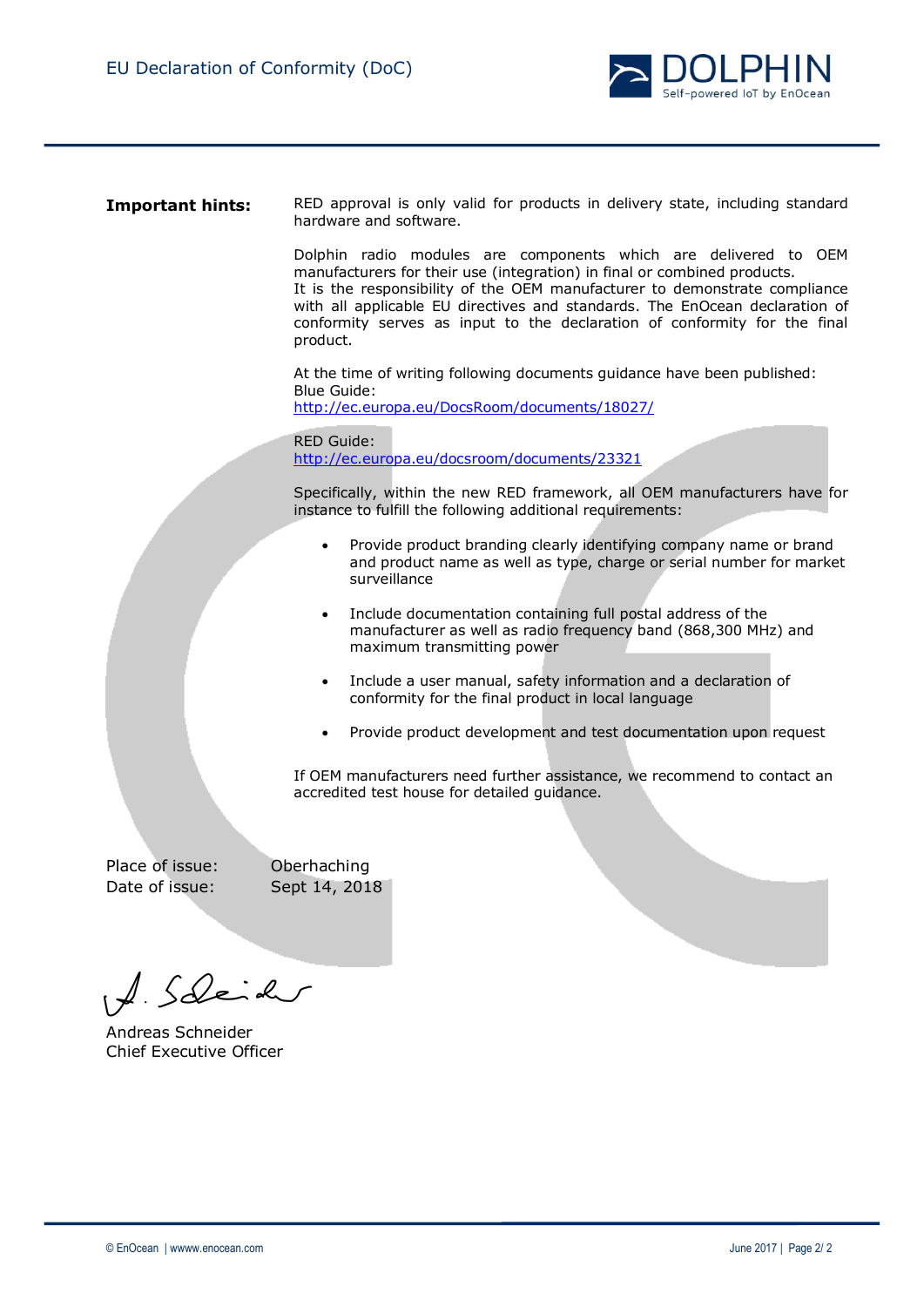**Important hints:**

RED approval is only valid for products in delivery state, including standard hardware and software.

Dolphin radio modules are components which are delivered to OEM manufacturers for their use (integration) in final or combined products.
It is the responsibility of the OEM manufacturer to demonstrate compliance with all applicable EU directives and standards. The EnOcean declaration of conformity serves as input to the declaration of conformity for the final product.

At the time of writing following documents guidance have been published:
Blue Guide:
http://ec.europa.eu/DocsRoom/documents/18027/

RED Guide:
http://ec.europa.eu/docsroom/documents/23321

Specifically, within the new RED framework, all OEM manufacturers have for instance to fulfill the following additional requirements:

- Provide product branding clearly identifying company name or brand and product name as well as type, charge or serial number for market surveillance
- Include documentation containing full postal address of the manufacturer as well as radio frequency band (868,300 MHz) and maximum transmitting power
- Include a user manual, safety information and a declaration of conformity for the final product in local language
- Provide product development and test documentation upon request

If OEM manufacturers need further assistance, we recommend to contact an accredited test house for detailed guidance.

Place of issue: Oberhaching
Date of issue: Sept 14, 2018

Andreas Schneider
Chief Executive Officer